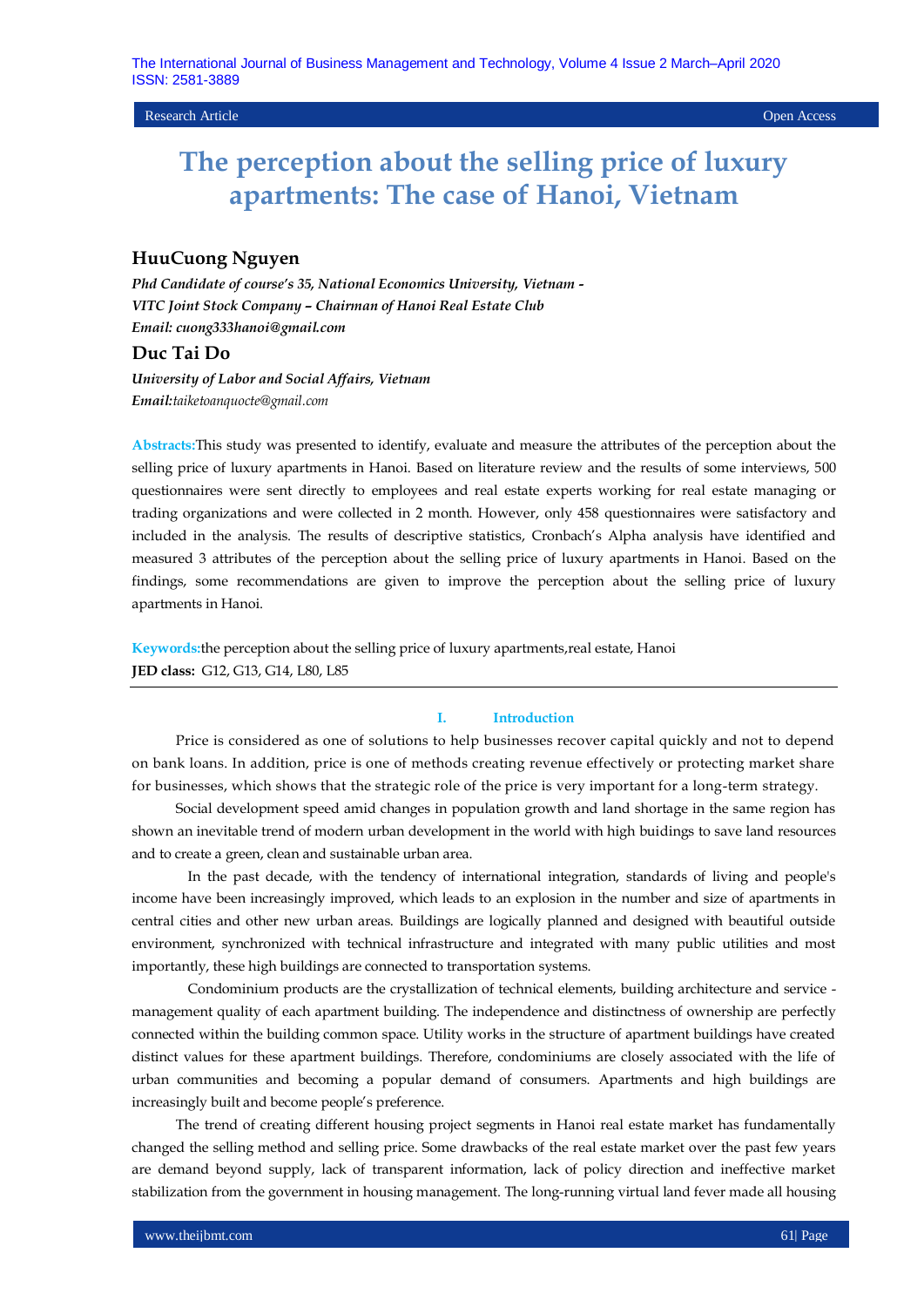Research Article Open Access

# The perception about the selling price of luxury apartments: The case of Hanoi, Vietnam

## HuuCuong Nguyen

***Phd Candidate of course's 35, National Economics University, Vietnam - VITC Joint Stock Company – Chairman of Hanoi Real Estate Club***
***Email: cuong333hanoi@gmail.com***

## Duc Tai Do

***University of Labor and Social Affairs, Vietnam***
***Email:** taiketoanquocte@gmail.com*

**Abstracts:** This study was presented to identify, evaluate and measure the attributes of the perception about the selling price of luxury apartments in Hanoi. Based on literature review and the results of some interviews, 500 questionnaires were sent directly to employees and real estate experts working for real estate managing or trading organizations and were collected in 2 month. However, only 458 questionnaires were satisfactory and included in the analysis. The results of descriptive statistics, Cronbach's Alpha analysis have identified and measured 3 attributes of the perception about the selling price of luxury apartments in Hanoi. Based on the findings, some recommendations are given to improve the perception about the selling price of luxury apartments in Hanoi.

**Keywords:** the perception about the selling price of luxury apartments, real estate, Hanoi
**JED class:** G12, G13, G14, L80, L85

## I. Introduction

Price is considered as one of solutions to help businesses recover capital quickly and not to depend on bank loans. In addition, price is one of methods creating revenue effectively or protecting market share for businesses, which shows that the strategic role of the price is very important for a long-term strategy.

Social development speed amid changes in population growth and land shortage in the same region has shown an inevitable trend of modern urban development in the world with high buidings to save land resources and to create a green, clean and sustainable urban area.

In the past decade, with the tendency of international integration, standards of living and people's income have been increasingly improved, which leads to an explosion in the number and size of apartments in central cities and other new urban areas. Buildings are logically planned and designed with beautiful outside environment, synchronized with technical infrastructure and integrated with many public utilities and most importantly, these high buildings are connected to transportation systems.

Condominium products are the crystallization of technical elements, building architecture and service - management quality of each apartment building. The independence and distinctness of ownership are perfectly connected within the building common space. Utility works in the structure of apartment buildings have created distinct values for these apartment buildings. Therefore, condominiums are closely associated with the life of urban communities and becoming a popular demand of consumers. Apartments and high buildings are increasingly built and become people's preference.

The trend of creating different housing project segments in Hanoi real estate market has fundamentally changed the selling method and selling price. Some drawbacks of the real estate market over the past few years are demand beyond supply, lack of transparent information, lack of policy direction and ineffective market stabilization from the government in housing management. The long-running virtual land fever made all housing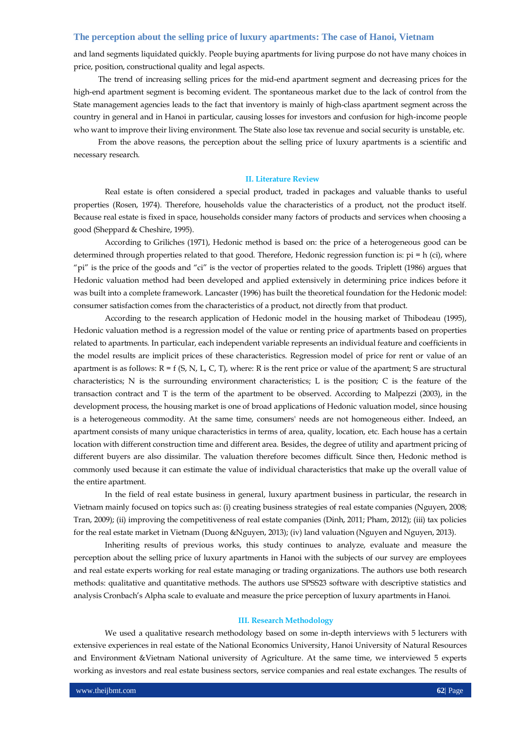and land segments liquidated quickly. People buying apartments for living purpose do not have many choices in price, position, constructional quality and legal aspects.

The trend of increasing selling prices for the mid-end apartment segment and decreasing prices for the high-end apartment segment is becoming evident. The spontaneous market due to the lack of control from the State management agencies leads to the fact that inventory is mainly of high-class apartment segment across the country in general and in Hanoi in particular, causing losses for investors and confusion for high-income people who want to improve their living environment. The State also lose tax revenue and social security is unstable, etc.

From the above reasons, the perception about the selling price of luxury apartments is a scientific and necessary research.

## II. Literature Review

Real estate is often considered a special product, traded in packages and valuable thanks to useful properties (Rosen, 1974). Therefore, households value the characteristics of a product, not the product itself. Because real estate is fixed in space, households consider many factors of products and services when choosing a good (Sheppard & Cheshire, 1995).

According to Griliches (1971), Hedonic method is based on: the price of a heterogeneous good can be determined through properties related to that good. Therefore, Hedonic regression function is: $p_i = h(c_i)$, where "pi" is the price of the goods and "ci" is the vector of properties related to the goods. Triplett (1986) argues that Hedonic valuation method had been developed and applied extensively in determining price indices before it was built into a complete framework. Lancaster (1996) has built the theoretical foundation for the Hedonic model: consumer satisfaction comes from the characteristics of a product, not directly from that product.

According to the research application of Hedonic model in the housing market of Thibodeau (1995), Hedonic valuation method is a regression model of the value or renting price of apartments based on properties related to apartments. In particular, each independent variable represents an individual feature and coefficients in the model results are implicit prices of these characteristics. Regression model of price for rent or value of an apartment is as follows: $R = f(S, N, L, C, T)$, where: R is the rent price or value of the apartment; S are structural characteristics; N is the surrounding environment characteristics; L is the position; C is the feature of the transaction contract and T is the term of the apartment to be observed. According to Malpezzi (2003), in the development process, the housing market is one of broad applications of Hedonic valuation model, since housing is a heterogeneous commodity. At the same time, consumers' needs are not homogeneous either. Indeed, an apartment consists of many unique characteristics in terms of area, quality, location, etc. Each house has a certain location with different construction time and different area. Besides, the degree of utility and apartment pricing of different buyers are also dissimilar. The valuation therefore becomes difficult. Since then, Hedonic method is commonly used because it can estimate the value of individual characteristics that make up the overall value of the entire apartment.

In the field of real estate business in general, luxury apartment business in particular, the research in Vietnam mainly focused on topics such as: (i) creating business strategies of real estate companies (Nguyen, 2008; Tran, 2009); (ii) improving the competitiveness of real estate companies (Dinh, 2011; Pham, 2012); (iii) tax policies for the real estate market in Vietnam (Duong &Nguyen, 2013); (iv) land valuation (Nguyen and Nguyen, 2013).

Inheriting results of previous works, this study continues to analyze, evaluate and measure the perception about the selling price of luxury apartments in Hanoi with the subjects of our survey are employees and real estate experts working for real estate managing or trading organizations. The authors use both research methods: qualitative and quantitative methods. The authors use SPSS23 software with descriptive statistics and analysis Cronbach's Alpha scale to evaluate and measure the price perception of luxury apartments in Hanoi.

## III. Research Methodology

We used a qualitative research methodology based on some in-depth interviews with 5 lecturers with extensive experiences in real estate of the National Economics University, Hanoi University of Natural Resources and Environment &Vietnam National university of Agriculture. At the same time, we interviewed 5 experts working as investors and real estate business sectors, service companies and real estate exchanges. The results of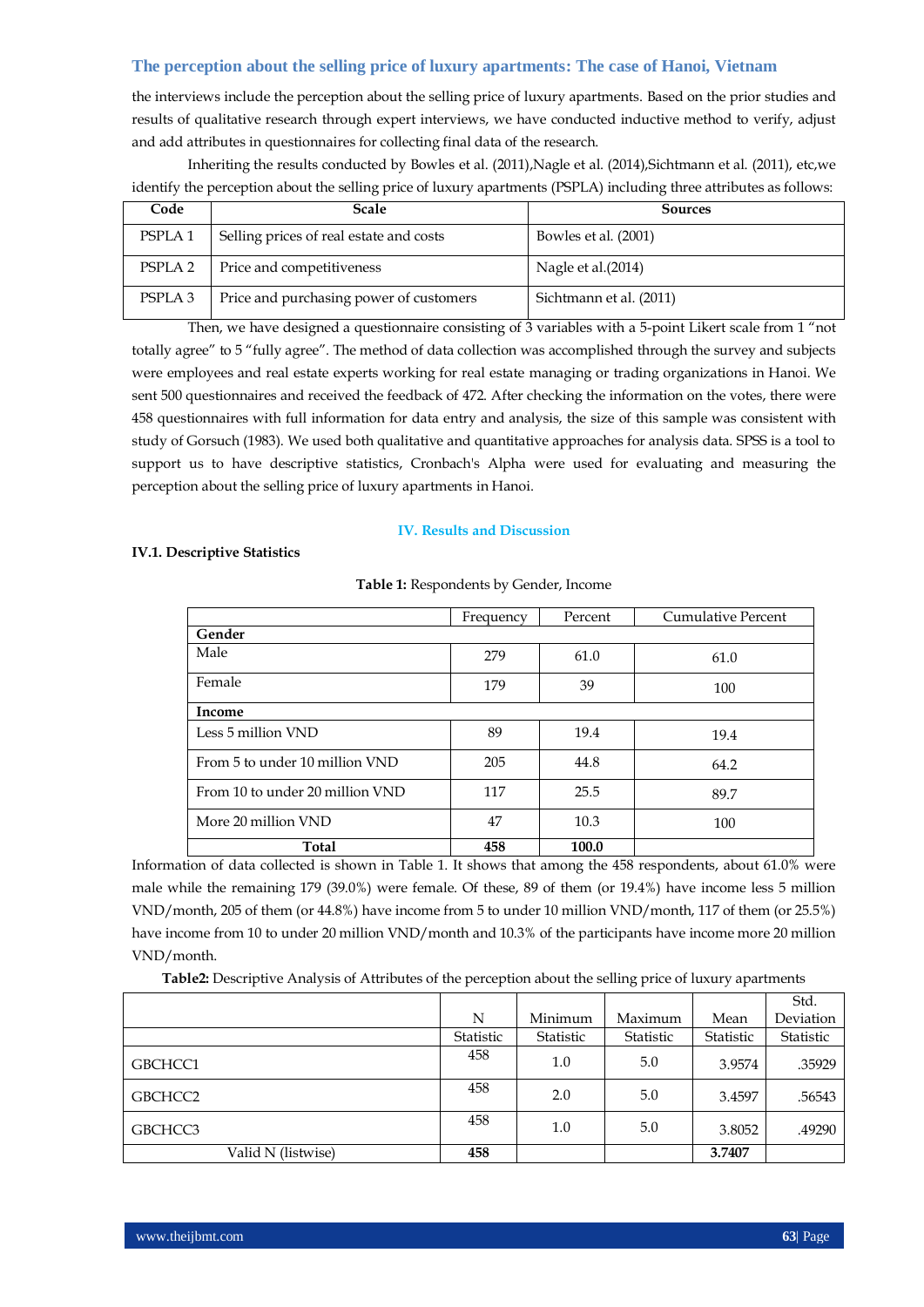the interviews include the perception about the selling price of luxury apartments. Based on the prior studies and results of qualitative research through expert interviews, we have conducted inductive method to verify, adjust and add attributes in questionnaires for collecting final data of the research.

Inheriting the results conducted by Bowles et al. (2011),Nagle et al. (2014),Sichtmann et al. (2011), etc,we identify the perception about the selling price of luxury apartments (PSPLA) including three attributes as follows:

| Code | Scale | Sources |
|---|---|---|
| PSPLA 1 | Selling prices of real estate and costs | Bowles et al. (2001) |
| PSPLA 2 | Price and competitiveness | Nagle et al.(2014) |
| PSPLA 3 | Price and purchasing power of customers | Sichtmann et al. (2011) |

Then, we have designed a questionnaire consisting of 3 variables with a 5-point Likert scale from 1 "not totally agree" to 5 "fully agree". The method of data collection was accomplished through the survey and subjects were employees and real estate experts working for real estate managing or trading organizations in Hanoi. We sent 500 questionnaires and received the feedback of 472. After checking the information on the votes, there were 458 questionnaires with full information for data entry and analysis, the size of this sample was consistent with study of Gorsuch (1983). We used both qualitative and quantitative approaches for analysis data. SPSS is a tool to support us to have descriptive statistics, Cronbach's Alpha were used for evaluating and measuring the perception about the selling price of luxury apartments in Hanoi.

## IV. Results and Discussion

### IV.1. Descriptive Statistics

**Table 1:** Respondents by Gender, Income

| | Frequency | Percent | Cumulative Percent |
|---|---|---|---|
| **Gender** | | | |
| Male | 279 | 61.0 | 61.0 |
| Female | 179 | 39 | 100 |
| **Income** | | | |
| Less 5 million VND | 89 | 19.4 | 19.4 |
| From 5 to under 10 million VND | 205 | 44.8 | 64.2 |
| From 10 to under 20 million VND | 117 | 25.5 | 89.7 |
| More 20 million VND | 47 | 10.3 | 100 |
| **Total** | **458** | **100.0** | |

Information of data collected is shown in Table 1. It shows that among the 458 respondents, about 61.0% were male while the remaining 179 (39.0%) were female. Of these, 89 of them (or 19.4%) have income less 5 million VND/month, 205 of them (or 44.8%) have income from 5 to under 10 million VND/month, 117 of them (or 25.5%) have income from 10 to under 20 million VND/month and 10.3% of the participants have income more 20 million VND/month.

**Table2:** Descriptive Analysis of Attributes of the perception about the selling price of luxury apartments

| | N | Minimum | Maximum | Mean | Std. Deviation |
|---|---|---|---|---|---|
| | Statistic | Statistic | Statistic | Statistic | Statistic |
| GBCHCC1 | 458 | 1.0 | 5.0 | 3.9574 | .35929 |
| GBCHCC2 | 458 | 2.0 | 5.0 | 3.4597 | .56543 |
| GBCHCC3 | 458 | 1.0 | 5.0 | 3.8052 | .49290 |
| Valid N (listwise) | **458** | | | **3.7407** | |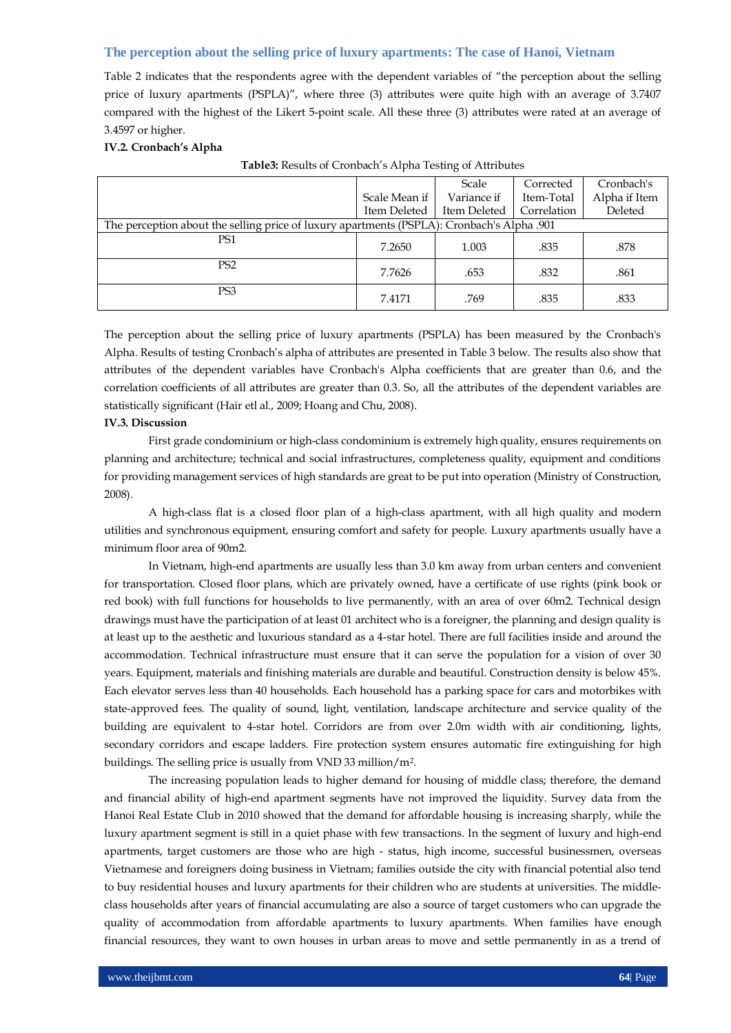### The perception about the selling price of luxury apartments: The case of Hanoi, Vietnam

Table 2 indicates that the respondents agree with the dependent variables of "the perception about the selling price of luxury apartments (PSPLA)", where three (3) attributes were quite high with an average of 3.7407 compared with the highest of the Likert 5-point scale. All these three (3) attributes were rated at an average of 3.4597 or higher.

**IV.2. Cronbach's Alpha**

**Table3:** Results of Cronbach's Alpha Testing of Attributes

| | Scale Mean if Item Deleted | Scale Variance if Item Deleted | Corrected Item-Total Correlation | Cronbach's Alpha if Item Deleted |
|---|---|---|---|---|
| The perception about the selling price of luxury apartments (PSPLA): Cronbach's Alpha .901 | | | | |
| PS1 | 7.2650 | 1.003 | .835 | .878 |
| PS2 | 7.7626 | .653 | .832 | .861 |
| PS3 | 7.4171 | .769 | .835 | .833 |

The perception about the selling price of luxury apartments (PSPLA) has been measured by the Cronbach's Alpha. Results of testing Cronbach's alpha of attributes are presented in Table 3 below. The results also show that attributes of the dependent variables have Cronbach's Alpha coefficients that are greater than 0.6, and the correlation coefficients of all attributes are greater than 0.3. So, all the attributes of the dependent variables are statistically significant (Hair etl al., 2009; Hoang and Chu, 2008).

**IV.3. Discussion**

First grade condominium or high-class condominium is extremely high quality, ensures requirements on planning and architecture; technical and social infrastructures, completeness quality, equipment and conditions for providing management services of high standards are great to be put into operation (Ministry of Construction, 2008).

A high-class flat is a closed floor plan of a high-class apartment, with all high quality and modern utilities and synchronous equipment, ensuring comfort and safety for people. Luxury apartments usually have a minimum floor area of 90m2.

In Vietnam, high-end apartments are usually less than 3.0 km away from urban centers and convenient for transportation. Closed floor plans, which are privately owned, have a certificate of use rights (pink book or red book) with full functions for households to live permanently, with an area of over 60m2. Technical design drawings must have the participation of at least 01 architect who is a foreigner, the planning and design quality is at least up to the aesthetic and luxurious standard as a 4-star hotel. There are full facilities inside and around the accommodation. Technical infrastructure must ensure that it can serve the population for a vision of over 30 years. Equipment, materials and finishing materials are durable and beautiful. Construction density is below 45%. Each elevator serves less than 40 households. Each household has a parking space for cars and motorbikes with state-approved fees. The quality of sound, light, ventilation, landscape architecture and service quality of the building are equivalent to 4-star hotel. Corridors are from over 2.0m width with air conditioning, lights, secondary corridors and escape ladders. Fire protection system ensures automatic fire extinguishing for high buildings. The selling price is usually from VND 33 million/$m^2$.

The increasing population leads to higher demand for housing of middle class; therefore, the demand and financial ability of high-end apartment segments have not improved the liquidity. Survey data from the Hanoi Real Estate Club in 2010 showed that the demand for affordable housing is increasing sharply, while the luxury apartment segment is still in a quiet phase with few transactions. In the segment of luxury and high-end apartments, target customers are those who are high - status, high income, successful businessmen, overseas Vietnamese and foreigners doing business in Vietnam; families outside the city with financial potential also tend to buy residential houses and luxury apartments for their children who are students at universities. The middle-class households after years of financial accumulating are also a source of target customers who can upgrade the quality of accommodation from affordable apartments to luxury apartments. When families have enough financial resources, they want to own houses in urban areas to move and settle permanently in as a trend of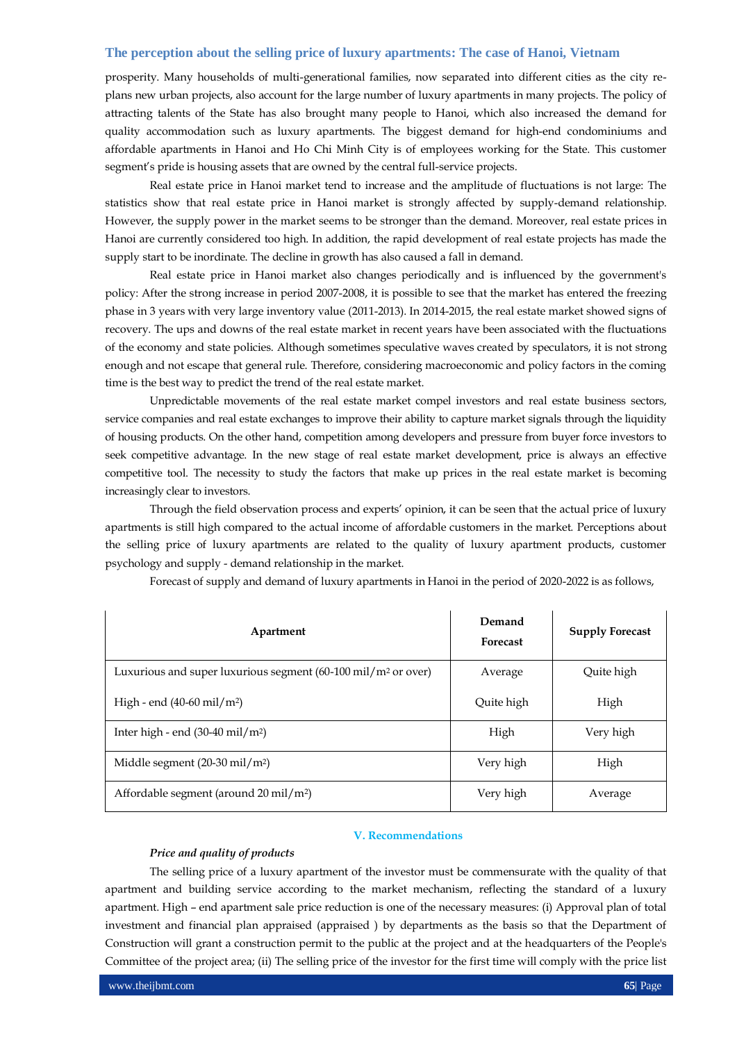prosperity. Many households of multi-generational families, now separated into different cities as the city re-plans new urban projects, also account for the large number of luxury apartments in many projects. The policy of attracting talents of the State has also brought many people to Hanoi, which also increased the demand for quality accommodation such as luxury apartments. The biggest demand for high-end condominiums and affordable apartments in Hanoi and Ho Chi Minh City is of employees working for the State. This customer segment's pride is housing assets that are owned by the central full-service projects.

Real estate price in Hanoi market tend to increase and the amplitude of fluctuations is not large: The statistics show that real estate price in Hanoi market is strongly affected by supply-demand relationship. However, the supply power in the market seems to be stronger than the demand. Moreover, real estate prices in Hanoi are currently considered too high. In addition, the rapid development of real estate projects has made the supply start to be inordinate. The decline in growth has also caused a fall in demand.

Real estate price in Hanoi market also changes periodically and is influenced by the government's policy: After the strong increase in period 2007-2008, it is possible to see that the market has entered the freezing phase in 3 years with very large inventory value (2011-2013). In 2014-2015, the real estate market showed signs of recovery. The ups and downs of the real estate market in recent years have been associated with the fluctuations of the economy and state policies. Although sometimes speculative waves created by speculators, it is not strong enough and not escape that general rule. Therefore, considering macroeconomic and policy factors in the coming time is the best way to predict the trend of the real estate market.

Unpredictable movements of the real estate market compel investors and real estate business sectors, service companies and real estate exchanges to improve their ability to capture market signals through the liquidity of housing products. On the other hand, competition among developers and pressure from buyer force investors to seek competitive advantage. In the new stage of real estate market development, price is always an effective competitive tool. The necessity to study the factors that make up prices in the real estate market is becoming increasingly clear to investors.

Through the field observation process and experts' opinion, it can be seen that the actual price of luxury apartments is still high compared to the actual income of affordable customers in the market. Perceptions about the selling price of luxury apartments are related to the quality of luxury apartment products, customer psychology and supply - demand relationship in the market.

Forecast of supply and demand of luxury apartments in Hanoi in the period of 2020-2022 is as follows,

| Apartment | Demand Forecast | Supply Forecast |
|---|---|---|
| Luxurious and super luxurious segment (60-100 mil/m$^2$ or over) | Average | Quite high |
| High - end (40-60 mil/m$^2$) | Quite high | High |
| Inter high - end (30-40 mil/m$^2$) | High | Very high |
| Middle segment (20-30 mil/m$^2$) | Very high | High |
| Affordable segment (around 20 mil/m$^2$) | Very high | Average |

## V. Recommendations

*Price and quality of products*

The selling price of a luxury apartment of the investor must be commensurate with the quality of that apartment and building service according to the market mechanism, reflecting the standard of a luxury apartment. High – end apartment sale price reduction is one of the necessary measures: (i) Approval plan of total investment and financial plan appraised (appraised ) by departments as the basis so that the Department of Construction will grant a construction permit to the public at the project and at the headquarters of the People's Committee of the project area; (ii) The selling price of the investor for the first time will comply with the price list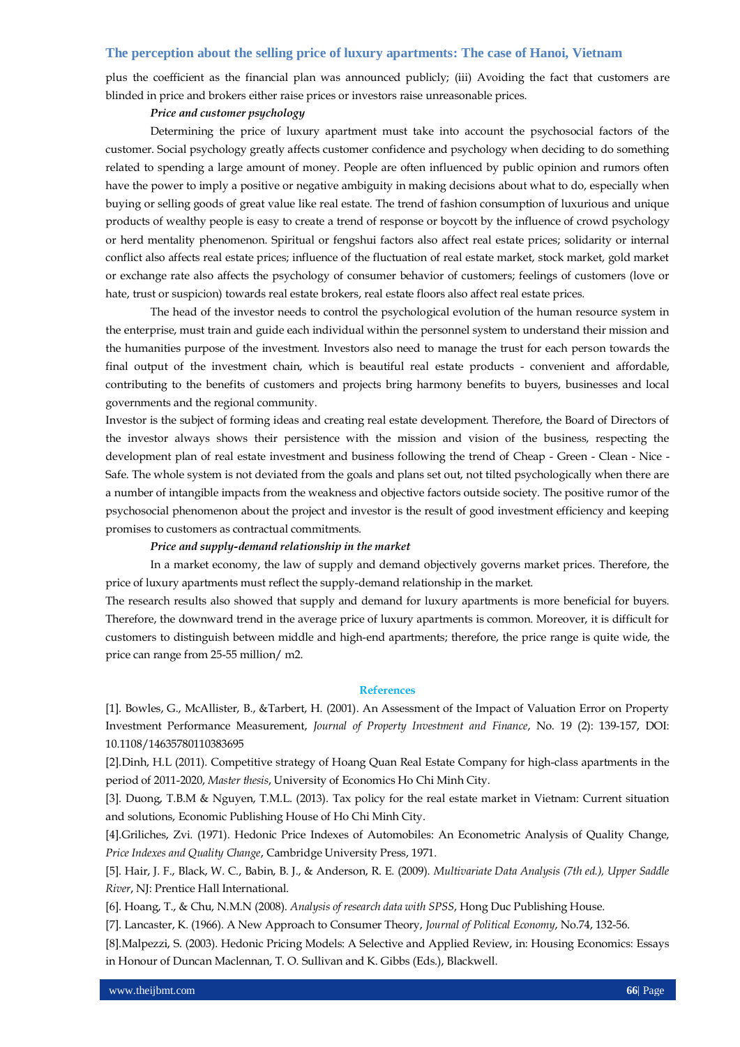plus the coefficient as the financial plan was announced publicly; (iii) Avoiding the fact that customers are blinded in price and brokers either raise prices or investors raise unreasonable prices.

***Price and customer psychology***

Determining the price of luxury apartment must take into account the psychosocial factors of the customer. Social psychology greatly affects customer confidence and psychology when deciding to do something related to spending a large amount of money. People are often influenced by public opinion and rumors often have the power to imply a positive or negative ambiguity in making decisions about what to do, especially when buying or selling goods of great value like real estate. The trend of fashion consumption of luxurious and unique products of wealthy people is easy to create a trend of response or boycott by the influence of crowd psychology or herd mentality phenomenon. Spiritual or fengshui factors also affect real estate prices; solidarity or internal conflict also affects real estate prices; influence of the fluctuation of real estate market, stock market, gold market or exchange rate also affects the psychology of consumer behavior of customers; feelings of customers (love or hate, trust or suspicion) towards real estate brokers, real estate floors also affect real estate prices.

The head of the investor needs to control the psychological evolution of the human resource system in the enterprise, must train and guide each individual within the personnel system to understand their mission and the humanities purpose of the investment. Investors also need to manage the trust for each person towards the final output of the investment chain, which is beautiful real estate products - convenient and affordable, contributing to the benefits of customers and projects bring harmony benefits to buyers, businesses and local governments and the regional community.

Investor is the subject of forming ideas and creating real estate development. Therefore, the Board of Directors of the investor always shows their persistence with the mission and vision of the business, respecting the development plan of real estate investment and business following the trend of Cheap - Green - Clean - Nice - Safe. The whole system is not deviated from the goals and plans set out, not tilted psychologically when there are a number of intangible impacts from the weakness and objective factors outside society. The positive rumor of the psychosocial phenomenon about the project and investor is the result of good investment efficiency and keeping promises to customers as contractual commitments.

***Price and supply-demand relationship in the market***

In a market economy, the law of supply and demand objectively governs market prices. Therefore, the price of luxury apartments must reflect the supply-demand relationship in the market.

The research results also showed that supply and demand for luxury apartments is more beneficial for buyers. Therefore, the downward trend in the average price of luxury apartments is common. Moreover, it is difficult for customers to distinguish between middle and high-end apartments; therefore, the price range is quite wide, the price can range from 25-55 million/ m2.

## References

[1]. Bowles, G., McAllister, B., &Tarbert, H. (2001). An Assessment of the Impact of Valuation Error on Property Investment Performance Measurement, *Journal of Property Investment and Finance*, No. 19 (2): 139-157, DOI: 10.1108/14635780110383695

[2].Dinh, H.L (2011). Competitive strategy of Hoang Quan Real Estate Company for high-class apartments in the period of 2011-2020, *Master thesis*, University of Economics Ho Chi Minh City.

[3]. Duong, T.B.M & Nguyen, T.M.L. (2013). Tax policy for the real estate market in Vietnam: Current situation and solutions, Economic Publishing House of Ho Chi Minh City.

[4].Griliches, Zvi. (1971). Hedonic Price Indexes of Automobiles: An Econometric Analysis of Quality Change, *Price Indexes and Quality Change*, Cambridge University Press, 1971.

[5]. Hair, J. F., Black, W. C., Babin, B. J., & Anderson, R. E. (2009). *Multivariate Data Analysis (7th ed.), Upper Saddle River*, NJ: Prentice Hall International.

[6]. Hoang, T., & Chu, N.M.N (2008). *Analysis of research data with SPSS*, Hong Duc Publishing House.

[7]. Lancaster, K. (1966). A New Approach to Consumer Theory, *Journal of Political Economy*, No.74, 132-56.

[8].Malpezzi, S. (2003). Hedonic Pricing Models: A Selective and Applied Review, in: Housing Economics: Essays in Honour of Duncan Maclennan, T. O. Sullivan and K. Gibbs (Eds.), Blackwell.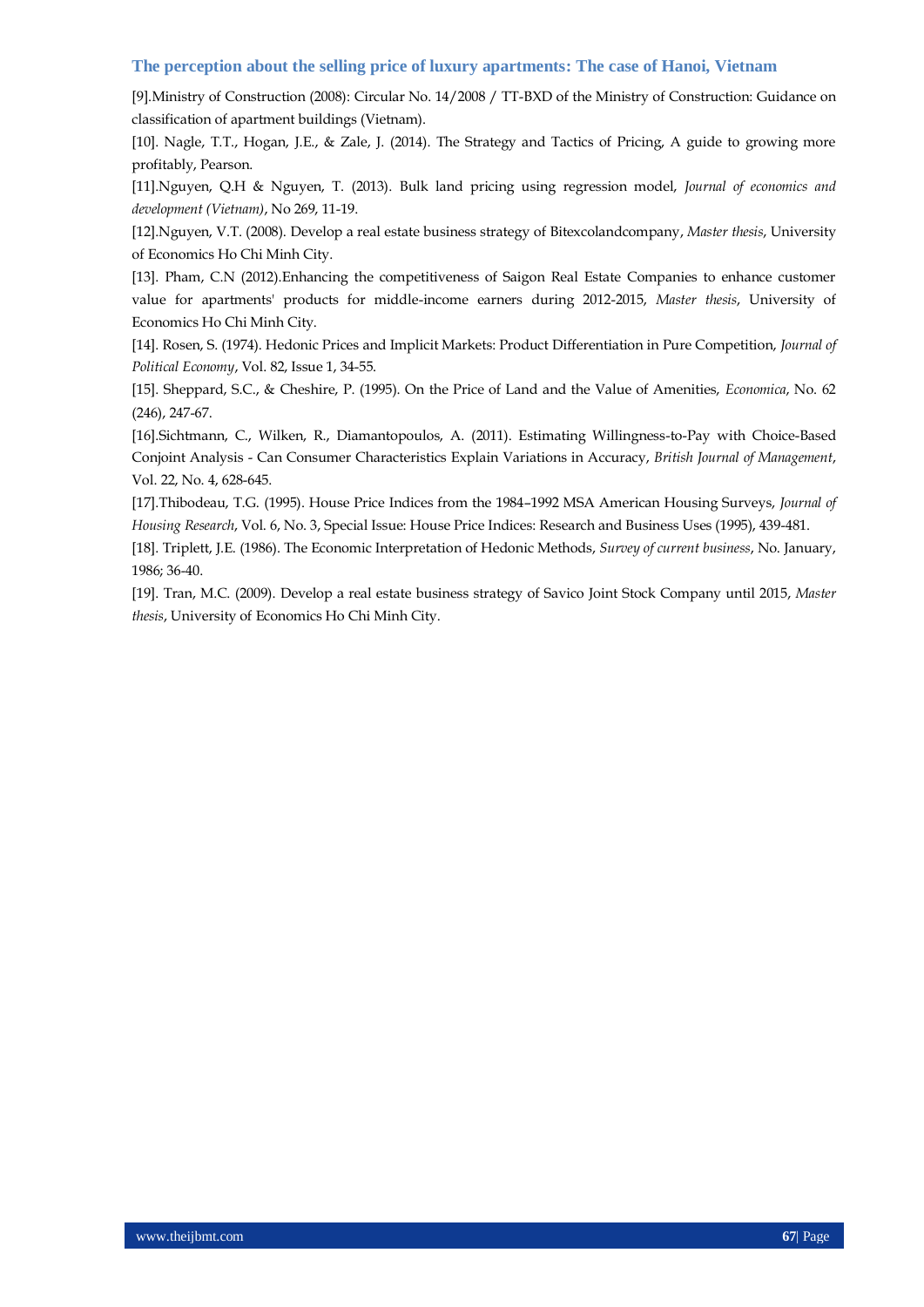[9].Ministry of Construction (2008): Circular No. 14/2008 / TT-BXD of the Ministry of Construction: Guidance on classification of apartment buildings (Vietnam).

[10]. Nagle, T.T., Hogan, J.E., & Zale, J. (2014). The Strategy and Tactics of Pricing, A guide to growing more profitably, Pearson.

[11].Nguyen, Q.H & Nguyen, T. (2013). Bulk land pricing using regression model, *Journal of economics and development (Vietnam)*, No 269, 11-19.

[12].Nguyen, V.T. (2008). Develop a real estate business strategy of Bitexcolandcompany, *Master thesis*, University of Economics Ho Chi Minh City.

[13]. Pham, C.N (2012).Enhancing the competitiveness of Saigon Real Estate Companies to enhance customer value for apartments' products for middle-income earners during 2012-2015, *Master thesis*, University of Economics Ho Chi Minh City.

[14]. Rosen, S. (1974). Hedonic Prices and Implicit Markets: Product Differentiation in Pure Competition, *Journal of Political Economy*, Vol. 82, Issue 1, 34-55.

[15]. Sheppard, S.C., & Cheshire, P. (1995). On the Price of Land and the Value of Amenities, *Economica*, No. 62 (246), 247-67.

[16].Sichtmann, C., Wilken, R., Diamantopoulos, A. (2011). Estimating Willingness-to-Pay with Choice-Based Conjoint Analysis - Can Consumer Characteristics Explain Variations in Accuracy, *British Journal of Management*, Vol. 22, No. 4, 628-645.

[17].Thibodeau, T.G. (1995). House Price Indices from the 1984–1992 MSA American Housing Surveys, *Journal of Housing Research*, Vol. 6, No. 3, Special Issue: House Price Indices: Research and Business Uses (1995), 439-481.

[18]. Triplett, J.E. (1986). The Economic Interpretation of Hedonic Methods, *Survey of current business*, No. January, 1986; 36-40.

[19]. Tran, M.C. (2009). Develop a real estate business strategy of Savico Joint Stock Company until 2015, *Master thesis*, University of Economics Ho Chi Minh City.